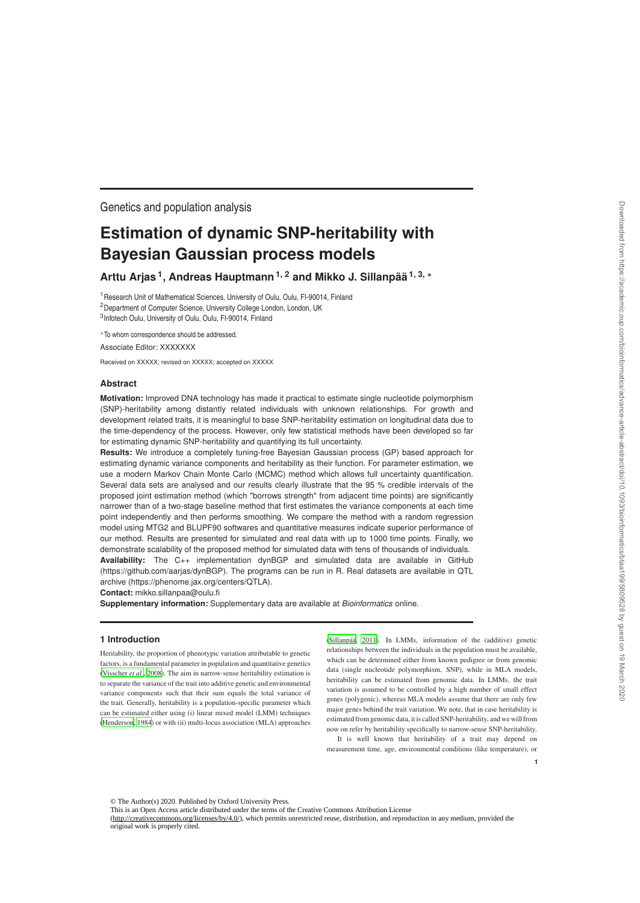Genetics and population analysis

# Estimation of dynamic SNP-heritability with Bayesian Gaussian process models

**Arttu Arjas [1], Andreas Hauptmann [1, 2] and Mikko J. Sillanpää [1, 3, *]**

[1] Research Unit of Mathematical Sciences, University of Oulu, Oulu, FI-90014, Finland
[2] Department of Computer Science, University College London, London, UK
[3] Infotech Oulu, University of Oulu, Oulu, FI-90014, Finland

*To whom correspondence should be addressed.

Associate Editor: XXXXXXX

Received on XXXXX; revised on XXXXX; accepted on XXXXX

## Abstract

**Motivation:** Improved DNA technology has made it practical to estimate single nucleotide polymorphism (SNP)-heritability among distantly related individuals with unknown relationships. For growth and development related traits, it is meaningful to base SNP-heritability estimation on longitudinal data due to the time-dependency of the process. However, only few statistical methods have been developed so far for estimating dynamic SNP-heritability and quantifying its full uncertainty.

**Results:** We introduce a completely tuning-free Bayesian Gaussian process (GP) based approach for estimating dynamic variance components and heritability as their function. For parameter estimation, we use a modern Markov Chain Monte Carlo (MCMC) method which allows full uncertainty quantification. Several data sets are analysed and our results clearly illustrate that the 95 % credible intervals of the proposed joint estimation method (which "borrows strength" from adjacent time points) are significantly narrower than of a two-stage baseline method that first estimates the variance components at each time point independently and then performs smoothing. We compare the method with a random regression model using MTG2 and BLUPF90 softwares and quantitative measures indicate superior performance of our method. Results are presented for simulated and real data with up to 1000 time points. Finally, we demonstrate scalability of the proposed method for simulated data with tens of thousands of individuals.

**Availability:** The C++ implementation dynBGP and simulated data are available in GitHub (https://github.com/aarjas/dynBGP). The programs can be run in R. Real datasets are available in QTL archive (https://phenome.jax.org/centers/QTLA).

**Contact:** mikko.sillanpaa@oulu.fi

**Supplementary information:** Supplementary data are available at *Bioinformatics* online.

## 1 Introduction

Heritability, the proportion of phenotypic variation attributable to genetic factors, is a fundamental parameter in population and quantitative genetics (Visscher *et al.*, 2008). The aim in narrow-sense heritability estimation is to separate the variance of the trait into additive genetic and environmental variance components such that their sum equals the total variance of the trait. Generally, heritability is a population-specific parameter which can be estimated either using (i) linear mixed model (LMM) techniques (Henderson, 1984) or with (ii) multi-locus association (MLA) approaches (Sillanpää, 2011). In LMMs, information of the (additive) genetic relationships between the individuals in the population must be available, which can be determined either from known pedigree or from genomic data (single nucleotide polymorphism, SNP), while in MLA models, heritability can be estimated from genomic data. In LMMs, the trait variation is assumed to be controlled by a high number of small effect genes (polygenic), whereas MLA models assume that there are only few major genes behind the trait variation. We note, that in case heritability is estimated from genomic data, it is called SNP-heritability, and we will from now on refer by heritability specifically to narrow-sense SNP-heritability.

It is well known that heritability of a trait may depend on measurement time, age, environmental conditions (like temperature), or

© The Author(s) 2020. Published by Oxford University Press.
This is an Open Access article distributed under the terms of the Creative Commons Attribution License (http://creativecommons.org/licenses/by/4.0/), which permits unrestricted reuse, distribution, and reproduction in any medium, provided the original work is properly cited.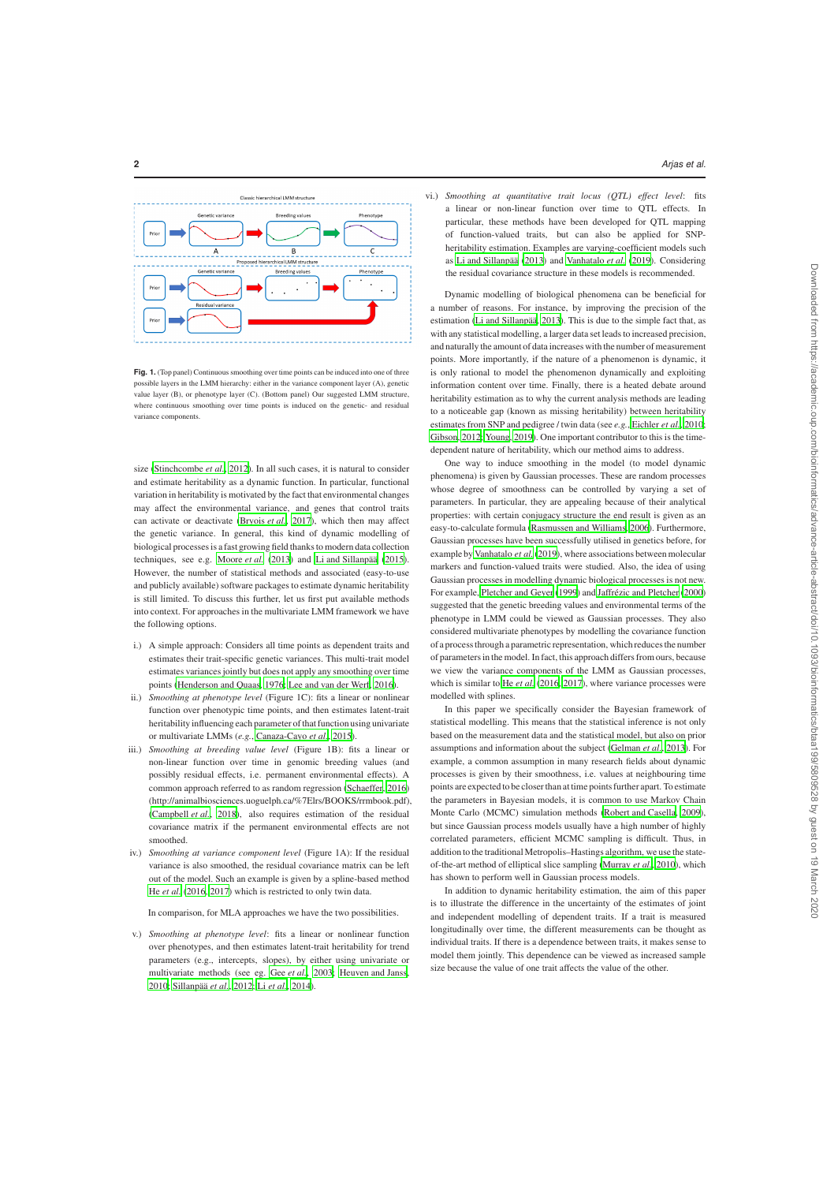Fig. 1. (Top panel) Continuous smoothing over time points can be induced into one of three possible layers in the LMM hierarchy: either in the variance component layer (A), genetic value layer (B), or phenotype layer (C). (Bottom panel) Our suggested LMM structure, where continuous smoothing over time points is induced on the genetic- and residual variance components.

size (Stinchcombe *et al.*, 2012). In all such cases, it is natural to consider and estimate heritability as a dynamic function. In particular, functional variation in heritability is motivated by the fact that environmental changes may affect the environmental variance, and genes that control traits can activate or deactivate (Bryois *et al.*, 2017), which then may affect the genetic variance. In general, this kind of dynamic modelling of biological processes is a fast growing field thanks to modern data collection techniques, see e.g. Moore *et al.* (2013) and Li and Sillanpää (2015). However, the number of statistical methods and associated (easy-to-use and publicly available) software packages to estimate dynamic heritability is still limited. To discuss this further, let us first put available methods into context. For approaches in the multivariate LMM framework we have the following options.

i.) A simple approach: Considers all time points as dependent traits and estimates their trait-specific genetic variances. This multi-trait model estimates variances jointly but does not apply any smoothing over time points (Henderson and Quaas, 1976; Lee and van der Werf, 2016).
ii.) *Smoothing at phenotype level* (Figure 1C): fits a linear or nonlinear function over phenotypic time points, and then estimates latent-trait heritability influencing each parameter of that function using univariate or multivariate LMMs (*e.g.*, Canaza-Cayo *et al.*, 2015).
iii.) *Smoothing at breeding value level* (Figure 1B): fits a linear or non-linear function over time in genomic breeding values (and possibly residual effects, i.e. permanent environmental effects). A common approach referred to as random regression (Schaeffer, 2016) (http://animalbiosciences.uoguelph.ca/%7Elrs/BOOKS/rrmbook.pdf), (Campbell *et al.*, 2018), also requires estimation of the residual covariance matrix if the permanent environmental effects are not smoothed.
iv.) *Smoothing at variance component level* (Figure 1A): If the residual variance is also smoothed, the residual covariance matrix can be left out of the model. Such an example is given by a spline-based method He *et al.* (2016, 2017) which is restricted to only twin data.

In comparison, for MLA approaches we have the two possibilities.

v.) *Smoothing at phenotype level*: fits a linear or nonlinear function over phenotypes, and then estimates latent-trait heritability for trend parameters (e.g., intercepts, slopes), by either using univariate or multivariate methods (see eg. Gee *et al.*, 2003; Heuven and Janss, 2010; Sillanpää *et al.*, 2012; Li *et al.*, 2014).
vi.) *Smoothing at quantitative trait locus (QTL) effect level*: fits a linear or non-linear function over time to QTL effects. In particular, these methods have been developed for QTL mapping of function-valued traits, but can also be applied for SNP-heritability estimation. Examples are varying-coefficient models such as Li and Sillanpää (2013) and Vanhatalo *et al.* (2019). Considering the residual covariance structure in these models is recommended.

Dynamic modelling of biological phenomena can be beneficial for a number of reasons. For instance, by improving the precision of the estimation (Li and Sillanpää, 2013). This is due to the simple fact that, as with any statistical modelling, a larger data set leads to increased precision, and naturally the amount of data increases with the number of measurement points. More importantly, if the nature of a phenomenon is dynamic, it is only rational to model the phenomenon dynamically and exploiting information content over time. Finally, there is a heated debate around heritability estimation as to why the current analysis methods are leading to a noticeable gap (known as missing heritability) between heritability estimates from SNP and pedigree / twin data (see *e.g.*, Eichler *et al.*, 2010; Gibson, 2012; Young, 2019). One important contributor to this is the time-dependent nature of heritability, which our method aims to address.

One way to induce smoothing in the model (to model dynamic phenomena) is given by Gaussian processes. These are random processes whose degree of smoothness can be controlled by varying a set of parameters. In particular, they are appealing because of their analytical properties: with certain conjugacy structure the end result is given as an easy-to-calculate formula (Rasmussen and Williams, 2006). Furthermore, Gaussian processes have been successfully utilised in genetics before, for example by Vanhatalo *et al.* (2019), where associations between molecular markers and function-valued traits were studied. Also, the idea of using Gaussian processes in modelling dynamic biological processes is not new. For example, Pletcher and Geyer (1999) and Jaffrézic and Pletcher (2000) suggested that the genetic breeding values and environmental terms of the phenotype in LMM could be viewed as Gaussian processes. They also considered multivariate phenotypes by modelling the covariance function of a process through a parametric representation, which reduces the number of parameters in the model. In fact, this approach differs from ours, because we view the variance components of the LMM as Gaussian processes, which is similar to He *et al.* (2016, 2017), where variance processes were modelled with splines.

In this paper we specifically consider the Bayesian framework of statistical modelling. This means that the statistical inference is not only based on the measurement data and the statistical model, but also on prior assumptions and information about the subject (Gelman *et al.*, 2013). For example, a common assumption in many research fields about dynamic processes is given by their smoothness, i.e. values at neighbouring time points are expected to be closer than at time points further apart. To estimate the parameters in Bayesian models, it is common to use Markov Chain Monte Carlo (MCMC) simulation methods (Robert and Casella, 2009), but since Gaussian process models usually have a high number of highly correlated parameters, efficient MCMC sampling is difficult. Thus, in addition to the traditional Metropolis–Hastings algorithm, we use the state-of-the-art method of elliptical slice sampling (Murray *et al.*, 2010), which has shown to perform well in Gaussian process models.

In addition to dynamic heritability estimation, the aim of this paper is to illustrate the difference in the uncertainty of the estimates of joint and independent modelling of dependent traits. If a trait is measured longitudinally over time, the different measurements can be thought as individual traits. If there is a dependence between traits, it makes sense to model them jointly. This dependence can be viewed as increased sample size because the value of one trait affects the value of the other.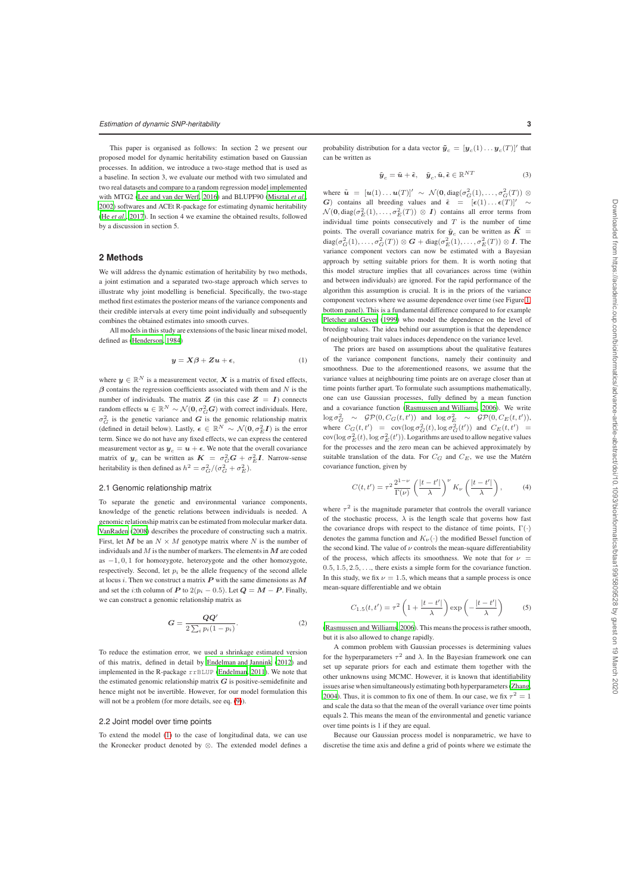This paper is organised as follows: In section 2 we present our proposed model for dynamic heritability estimation based on Gaussian processes. In addition, we introduce a two-stage method that is used as a baseline. In section 3, we evaluate our method with two simulated and two real datasets and compare to a random regression model implemented with MTG2 (Lee and van der Werf, 2016) and BLUPF90 (Misztal *et al.*, 2002) softwares and ACEt R-package for estimating dynamic heritability (He *et al.*, 2017). In section 4 we examine the obtained results, followed by a discussion in section 5.

## 2 Methods

We will address the dynamic estimation of heritability by two methods, a joint estimation and a separated two-stage approach which serves to illustrate why joint modelling is beneficial. Specifically, the two-stage method first estimates the posterior means of the variance components and their credible intervals at every time point individually and subsequently combines the obtained estimates into smooth curves.

All models in this study are extensions of the basic linear mixed model, defined as (Henderson, 1984)

$$\boldsymbol{y} = \boldsymbol{X}\boldsymbol{\beta} + \boldsymbol{Z}\boldsymbol{u} + \boldsymbol{\epsilon}, \tag{1}$$

where $\boldsymbol{y} \in \mathbb{R}^N$ is a measurement vector, $\boldsymbol{X}$ is a matrix of fixed effects, $\boldsymbol{\beta}$ contains the regression coefficients associated with them and $N$ is the number of individuals. The matrix $\boldsymbol{Z}$ (in this case $\boldsymbol{Z} = \boldsymbol{I}$) connects random effects $\boldsymbol{u} \in \mathbb{R}^N \sim \mathcal{N}(\boldsymbol{0}, \sigma_G^2 \boldsymbol{G})$ with correct individuals. Here, $\sigma_G^2$ is the genetic variance and $\boldsymbol{G}$ is the genomic relationship matrix (defined in detail below). Lastly, $\boldsymbol{\epsilon} \in \mathbb{R}^N \sim \mathcal{N}(\boldsymbol{0}, \sigma_E^2 \boldsymbol{I})$ is the error term. Since we do not have any fixed effects, we can express the centered measurement vector as $\boldsymbol{y}_c = \boldsymbol{u} + \boldsymbol{\epsilon}$. We note that the overall covariance matrix of $\boldsymbol{y}_c$ can be written as $\boldsymbol{K} = \sigma_G^2 \boldsymbol{G} + \sigma_E^2 \boldsymbol{I}$. Narrow-sense heritability is then defined as $h^2 = \sigma_G^2/(\sigma_G^2 + \sigma_E^2)$.

### 2.1 Genomic relationship matrix

To separate the genetic and environmental variance components, knowledge of the genetic relations between individuals is needed. A genomic relationship matrix can be estimated from molecular marker data. VanRaden (2008) describes the procedure of constructing such a matrix. First, let $\boldsymbol{M}$ be an $N \times M$ genotype matrix where $N$ is the number of individuals and $M$ is the number of markers. The elements in $\boldsymbol{M}$ are coded as $-1, 0, 1$ for homozygote, heterozygote and the other homozygote, respectively. Second, let $p_i$ be the allele frequency of the second allele at locus $i$. Then we construct a matrix $\boldsymbol{P}$ with the same dimensions as $\boldsymbol{M}$ and set the $i$:th column of $\boldsymbol{P}$ to $2(p_i - 0.5)$. Let $\boldsymbol{Q} = \boldsymbol{M} - \boldsymbol{P}$. Finally, we can construct a genomic relationship matrix as

$$\boldsymbol{G} = \frac{\boldsymbol{Q}\boldsymbol{Q}'}{2\sum_i p_i(1-p_i)}. \tag{2}$$

To reduce the estimation error, we used a shrinkage estimated version of this matrix, defined in detail by Endelman and Jannink (2012) and implemented in the R-package rrBLUP (Endelman, 2011). We note that the estimated genomic relationship matrix $\boldsymbol{G}$ is positive-semidefinite and hence might not be invertible. However, for our model formulation this will not be a problem (for more details, see eq. (9)).

### 2.2 Joint model over time points

To extend the model (1) to the case of longitudinal data, we can use the Kronecker product denoted by $\otimes$. The extended model defines a probability distribution for a data vector $\tilde{\boldsymbol{y}}_c = [\boldsymbol{y}_c(1) \ldots \boldsymbol{y}_c(T)]'$ that can be written as

$$\tilde{\boldsymbol{y}}_c = \tilde{\boldsymbol{u}} + \tilde{\boldsymbol{\epsilon}}, \quad \tilde{\boldsymbol{y}}_c, \tilde{\boldsymbol{u}}, \tilde{\boldsymbol{\epsilon}} \in \mathbb{R}^{NT} \tag{3}$$

where $\tilde{\boldsymbol{u}} = [\boldsymbol{u}(1) \ldots \boldsymbol{u}(T)]' \sim \mathcal{N}(\boldsymbol{0}, \mathrm{diag}(\sigma_G^2(1), \ldots, \sigma_G^2(T)) \otimes \boldsymbol{G})$ contains all breeding values and $\tilde{\boldsymbol{\epsilon}} = [\boldsymbol{\epsilon}(1) \ldots \boldsymbol{\epsilon}(T)]' \sim \mathcal{N}(\boldsymbol{0}, \mathrm{diag}(\sigma_E^2(1), \ldots, \sigma_E^2(T)) \otimes \boldsymbol{I})$ contains all error terms from individual time points consecutively and $T$ is the number of time points. The overall covariance matrix for $\tilde{\boldsymbol{y}}_c$ can be written as $\tilde{\boldsymbol{K}} = \mathrm{diag}(\sigma_G^2(1), \ldots, \sigma_G^2(T)) \otimes \boldsymbol{G} + \mathrm{diag}(\sigma_E^2(1), \ldots, \sigma_E^2(T)) \otimes \boldsymbol{I}$. The variance component vectors can now be estimated with a Bayesian approach by setting suitable priors for them. It is worth noting that this model structure implies that all covariances across time (within and between individuals) are ignored. For the rapid performance of the algorithm this assumption is crucial. It is in the priors of the variance component vectors where we assume dependence over time (see Figure 1, bottom panel). This is a fundamental difference compared to for example Pletcher and Geyer (1999) who model the dependence on the level of breeding values. The idea behind our assumption is that the dependence of neighbouring trait values induces dependence on the variance level.

The priors are based on assumptions about the qualitative features of the variance component functions, namely their continuity and smoothness. Due to the aforementioned reasons, we assume that the variance values at neighbouring time points are on average closer than at time points further apart. To formulate such assumptions mathematically, one can use Gaussian processes, fully defined by a mean function and a covariance function (Rasmussen and Williams, 2006). We write $\log \sigma_G^2 \sim \mathcal{GP}(0, C_G(t, t'))$ and $\log \sigma_E^2 \sim \mathcal{GP}(0, C_E(t, t'))$, where $C_G(t, t') = \mathrm{cov}(\log \sigma_G^2(t), \log \sigma_G^2(t'))$ and $C_E(t, t') = \mathrm{cov}(\log \sigma_E^2(t), \log \sigma_E^2(t'))$. Logarithms are used to allow negative values for the processes and the zero mean can be achieved approximately by suitable translation of the data. For $C_G$ and $C_E$, we use the Matérn covariance function, given by

$$C(t, t') = \tau^2 \frac{2^{1-\nu}}{\Gamma(\nu)} \left( \frac{|t - t'|}{\lambda} \right)^{\nu} K_{\nu} \left( \frac{|t - t'|}{\lambda} \right), \tag{4}$$

where $\tau^2$ is the magnitude parameter that controls the overall variance of the stochastic process, $\lambda$ is the length scale that governs how fast the covariance drops with respect to the distance of time points, $\Gamma(\cdot)$ denotes the gamma function and $K_{\nu}(\cdot)$ the modified Bessel function of the second kind. The value of $\nu$ controls the mean-square differentiability of the process, which affects its smoothness. We note that for $\nu = 0.5, 1.5, 2.5, \ldots$, there exists a simple form for the covariance function. In this study, we fix $\nu = 1.5$, which means that a sample process is once mean-square differentiable and we obtain

$$C_{1.5}(t, t') = \tau^2 \left( 1 + \frac{|t - t'|}{\lambda} \right) \exp \left( -\frac{|t - t'|}{\lambda} \right) \tag{5}$$

(Rasmussen and Williams, 2006). This means the process is rather smooth, but it is also allowed to change rapidly.

A common problem with Gaussian processes is determining values for the hyperparameters $\tau^2$ and $\lambda$. In the Bayesian framework one can set up separate priors for each and estimate them together with the other unknowns using MCMC. However, it is known that identifiability issues arise when simultaneously estimating both hyperparameters (Zhang, 2004). Thus, it is common to fix one of them. In our case, we fix $\tau^2 = 1$ and scale the data so that the mean of the overall variance over time points equals 2. This means the mean of the environmental and genetic variance over time points is 1 if they are equal.

Because our Gaussian process model is nonparametric, we have to discretise the time axis and define a grid of points where we estimate the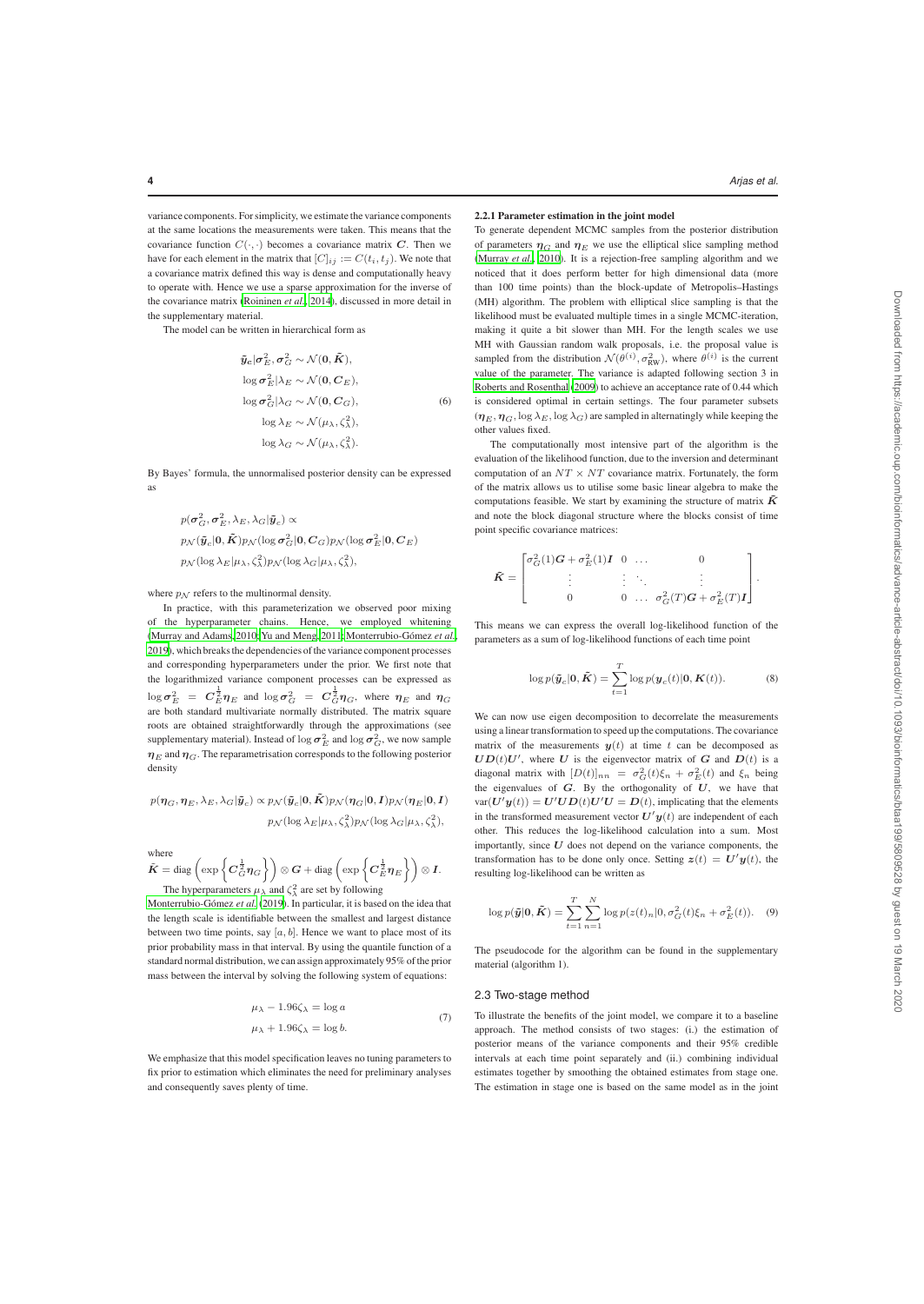variance components. For simplicity, we estimate the variance components at the same locations the measurements were taken. This means that the covariance function $C(\cdot,\cdot)$ becomes a covariance matrix $\boldsymbol{C}$. Then we have for each element in the matrix that $[C]_{ij} := C(t_i, t_j)$. We note that a covariance matrix defined this way is dense and computationally heavy to operate with. Hence we use a sparse approximation for the inverse of the covariance matrix (Roininen *et al.*, 2014), discussed in more detail in the supplementary material.

The model can be written in hierarchical form as

$$
\begin{aligned}
\tilde{\boldsymbol{y}}_c | \boldsymbol{\sigma}_E^2, \boldsymbol{\sigma}_G^2 &\sim \mathcal{N}(\boldsymbol{0}, \tilde{\boldsymbol{K}}), \\
\log \boldsymbol{\sigma}_E^2 | \lambda_E &\sim \mathcal{N}(\boldsymbol{0}, \boldsymbol{C}_E), \\
\log \boldsymbol{\sigma}_G^2 | \lambda_G &\sim \mathcal{N}(\boldsymbol{0}, \boldsymbol{C}_G), \\
\log \lambda_E &\sim \mathcal{N}(\mu_\lambda, \zeta_\lambda^2), \\
\log \lambda_G &\sim \mathcal{N}(\mu_\lambda, \zeta_\lambda^2).
\end{aligned}
\tag{6}
$$

By Bayes' formula, the unnormalised posterior density can be expressed as

$$
\begin{aligned}
&p(\boldsymbol{\sigma}_G^2, \boldsymbol{\sigma}_E^2, \lambda_E, \lambda_G | \tilde{\boldsymbol{y}}_c) \propto \\
&p_{\mathcal{N}}(\tilde{\boldsymbol{y}}_c | \boldsymbol{0}, \tilde{\boldsymbol{K}}) p_{\mathcal{N}}(\log \boldsymbol{\sigma}_G^2 | \boldsymbol{0}, \boldsymbol{C}_G) p_{\mathcal{N}}(\log \boldsymbol{\sigma}_E^2 | \boldsymbol{0}, \boldsymbol{C}_E) \\
&p_{\mathcal{N}}(\log \lambda_E | \mu_\lambda, \zeta_\lambda^2) p_{\mathcal{N}}(\log \lambda_G | \mu_\lambda, \zeta_\lambda^2),
\end{aligned}
$$

where $p_{\mathcal{N}}$ refers to the multinormal density.

In practice, with this parameterization we observed poor mixing of the hyperparameter chains. Hence, we employed whitening (Murray and Adams, 2010; Yu and Meng, 2011; Monterrubio-Gómez *et al.*, 2019), which breaks the dependencies of the variance component processes and corresponding hyperparameters under the prior. We first note that the logarithmized variance component processes can be expressed as $\log \boldsymbol{\sigma}_E^2 = \boldsymbol{C}_E^{\frac{1}{2}} \boldsymbol{\eta}_E$ and $\log \boldsymbol{\sigma}_G^2 = \boldsymbol{C}_G^{\frac{1}{2}} \boldsymbol{\eta}_G$, where $\boldsymbol{\eta}_E$ and $\boldsymbol{\eta}_G$ are both standard multivariate normally distributed. The matrix square roots are obtained straightforwardly through the approximations (see supplementary material). Instead of $\log \boldsymbol{\sigma}_E^2$ and $\log \boldsymbol{\sigma}_G^2$, we now sample $\boldsymbol{\eta}_E$ and $\boldsymbol{\eta}_G$. The reparametrisation corresponds to the following posterior density

$$
\begin{aligned}
p(\boldsymbol{\eta}_G, \boldsymbol{\eta}_E, \lambda_E, \lambda_G | \tilde{\boldsymbol{y}}_c) \propto\; & p_{\mathcal{N}}(\tilde{\boldsymbol{y}}_c | \boldsymbol{0}, \tilde{\boldsymbol{K}}) p_{\mathcal{N}}(\boldsymbol{\eta}_G | \boldsymbol{0}, \boldsymbol{I}) p_{\mathcal{N}}(\boldsymbol{\eta}_E | \boldsymbol{0}, \boldsymbol{I}) \\
& p_{\mathcal{N}}(\log \lambda_E | \mu_\lambda, \zeta_\lambda^2) p_{\mathcal{N}}(\log \lambda_G | \mu_\lambda, \zeta_\lambda^2),
\end{aligned}
$$

where

$$
\tilde{\boldsymbol{K}} = \operatorname{diag}\left( \exp\left\{ \boldsymbol{C}_G^{\frac{1}{2}} \boldsymbol{\eta}_G \right\} \right) \otimes \boldsymbol{G} + \operatorname{diag}\left( \exp\left\{ \boldsymbol{C}_E^{\frac{1}{2}} \boldsymbol{\eta}_E \right\} \right) \otimes \boldsymbol{I}.
$$

The hyperparameters $\mu_\lambda$ and $\zeta_\lambda^2$ are set by following Monterrubio-Gómez *et al.* (2019). In particular, it is based on the idea that the length scale is identifiable between the smallest and largest distance between two time points, say $[a, b]$. Hence we want to place most of its prior probability mass in that interval. By using the quantile function of a standard normal distribution, we can assign approximately 95% of the prior mass between the interval by solving the following system of equations:

$$
\begin{aligned}
\mu_\lambda - 1.96\zeta_\lambda &= \log a \\
\mu_\lambda + 1.96\zeta_\lambda &= \log b.
\end{aligned}
\tag{7}
$$

We emphasize that this model specification leaves no tuning parameters to fix prior to estimation which eliminates the need for preliminary analyses and consequently saves plenty of time.

### 2.2.1 Parameter estimation in the joint model

To generate dependent MCMC samples from the posterior distribution of parameters $\boldsymbol{\eta}_G$ and $\boldsymbol{\eta}_E$ we use the elliptical slice sampling method (Murray *et al.*, 2010). It is a rejection-free sampling algorithm and we noticed that it does perform better for high dimensional data (more than 100 time points) than the block-update of Metropolis–Hastings (MH) algorithm. The problem with elliptical slice sampling is that the likelihood must be evaluated multiple times in a single MCMC-iteration, making it quite a bit slower than MH. For the length scales we use MH with Gaussian random walk proposals, i.e. the proposal value is sampled from the distribution $\mathcal{N}(\theta^{(i)}, \sigma_{\text{RW}}^2)$, where $\theta^{(i)}$ is the current value of the parameter. The variance is adapted following section 3 in Roberts and Rosenthal (2009) to achieve an acceptance rate of 0.44 which is considered optimal in certain settings. The four parameter subsets $(\boldsymbol{\eta}_E, \boldsymbol{\eta}_G, \log \lambda_E, \log \lambda_G)$ are sampled in alternatingly while keeping the other values fixed.

The computationally most intensive part of the algorithm is the evaluation of the likelihood function, due to the inversion and determinant computation of an $NT \times NT$ covariance matrix. Fortunately, the form of the matrix allows us to utilise some basic linear algebra to make the computations feasible. We start by examining the structure of matrix $\tilde{\boldsymbol{K}}$ and note the block diagonal structure where the blocks consist of time point specific covariance matrices:

$$
\tilde{\boldsymbol{K}} = \begin{bmatrix}
\sigma_G^2(1)\boldsymbol{G} + \sigma_E^2(1)\boldsymbol{I} & 0 & \dots & 0 \\
\vdots & \vdots & \ddots & \vdots \\
0 & 0 & \dots & \sigma_G^2(T)\boldsymbol{G} + \sigma_E^2(T)\boldsymbol{I}
\end{bmatrix}.
$$

This means we can express the overall log-likelihood function of the parameters as a sum of log-likelihood functions of each time point

$$
\log p(\tilde{\boldsymbol{y}}_c | \boldsymbol{0}, \tilde{\boldsymbol{K}}) = \sum_{t=1}^{T} \log p(\boldsymbol{y}_c(t) | \boldsymbol{0}, \boldsymbol{K}(t)).
\tag{8}
$$

We can now use eigen decomposition to decorrelate the measurements using a linear transformation to speed up the computations. The covariance matrix of the measurements $\boldsymbol{y}(t)$ at time $t$ can be decomposed as $\boldsymbol{U}\boldsymbol{D}(t)\boldsymbol{U}'$, where $\boldsymbol{U}$ is the eigenvector matrix of $\boldsymbol{G}$ and $\boldsymbol{D}(t)$ is a diagonal matrix with $[D(t)]_{nn} = \sigma_G^2(t)\xi_n + \sigma_E^2(t)$ and $\xi_n$ being the eigenvalues of $\boldsymbol{G}$. By the orthogonality of $\boldsymbol{U}$, we have that $\text{var}(\boldsymbol{U}'\boldsymbol{y}(t)) = \boldsymbol{U}'\boldsymbol{U}\boldsymbol{D}(t)\boldsymbol{U}'\boldsymbol{U} = \boldsymbol{D}(t)$, implicating that the elements in the transformed measurement vector $\boldsymbol{U}'\boldsymbol{y}(t)$ are independent of each other. This reduces the log-likelihood calculation into a sum. Most importantly, since $\boldsymbol{U}$ does not depend on the variance components, the transformation has to be done only once. Setting $\boldsymbol{z}(t) = \boldsymbol{U}'\boldsymbol{y}(t)$, the resulting log-likelihood can be written as

$$
\log p(\tilde{\boldsymbol{y}} | \boldsymbol{0}, \tilde{\boldsymbol{K}}) = \sum_{t=1}^{T} \sum_{n=1}^{N} \log p(z(t)_n | 0, \sigma_G^2(t)\xi_n + \sigma_E^2(t)).
\tag{9}
$$

The pseudocode for the algorithm can be found in the supplementary material (algorithm 1).

## 2.3 Two-stage method

To illustrate the benefits of the joint model, we compare it to a baseline approach. The method consists of two stages: (i.) the estimation of posterior means of the variance components and their 95% credible intervals at each time point separately and (ii.) combining individual estimates together by smoothing the obtained estimates from stage one. The estimation in stage one is based on the same model as in the joint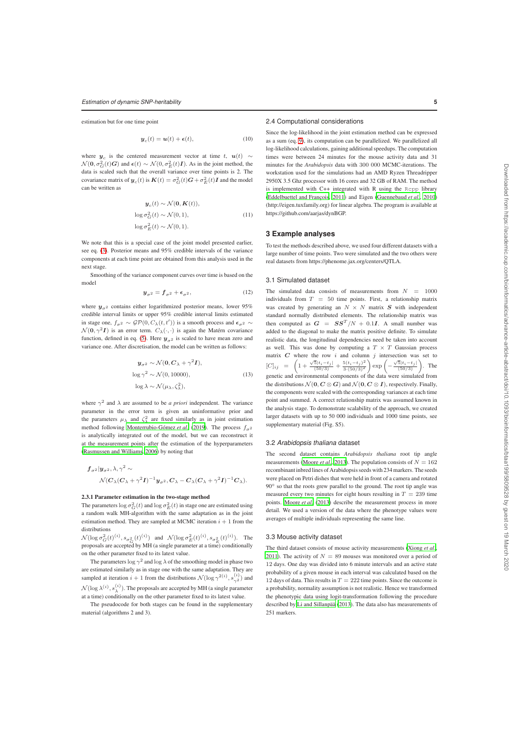estimation but for one time point

$$
\boldsymbol{y}_c(t) = \boldsymbol{u}(t) + \boldsymbol{\epsilon}(t), \tag{10}
$$

where $\boldsymbol{y}_c$ is the centered measurement vector at time $t$, $\boldsymbol{u}(t) \sim \mathcal{N}(\boldsymbol{0}, \sigma_G^2(t)\boldsymbol{G})$ and $\boldsymbol{\epsilon}(t) \sim \mathcal{N}(0, \sigma_E^2(t)\boldsymbol{I})$. As in the joint method, the data is scaled such that the overall variance over time points is 2. The covariance matrix of $\boldsymbol{y}_c(t)$ is $\boldsymbol{K}(t) = \sigma_G^2(t)\boldsymbol{G} + \sigma_E^2(t)\boldsymbol{I}$ and the model can be written as

$$
\begin{aligned}
\boldsymbol{y}_c(t) &\sim \mathcal{N}(\boldsymbol{0}, \boldsymbol{K}(t)), \\
\log \sigma_G^2(t) &\sim \mathcal{N}(0, 1), \\
\log \sigma_E^2(t) &\sim \mathcal{N}(0, 1).
\end{aligned} \tag{11}
$$

We note that this is a special case of the joint model presented earlier, see eq. (3). Posterior means and 95% credible intervals of the variance components at each time point are obtained from this analysis used in the next stage.

Smoothing of the variance component curves over time is based on the model

$$
\boldsymbol{y}_{\sigma^2} = \boldsymbol{f}_{\sigma^2} + \boldsymbol{\epsilon}_{\sigma^2}, \tag{12}
$$

where $\boldsymbol{y}_{\sigma^2}$ contains either logarithmized posterior means, lower 95% credible interval limits or upper 95% credible interval limits estimated in stage one, $f_{\sigma^2} \sim \mathcal{GP}(0, C_\lambda(t, t'))$ is a smooth process and $\boldsymbol{\epsilon}_{\sigma^2} \sim \mathcal{N}(\boldsymbol{0}, \gamma^2\boldsymbol{I})$ is an error term. $C_\lambda(\cdot, \cdot)$ is again the Matérn covariance function, defined in eq. (5). Here $\boldsymbol{y}_{\sigma^2}$ is scaled to have mean zero and variance one. After discretisation, the model can be written as follows:

$$
\begin{aligned}
\boldsymbol{y}_{\sigma^2} &\sim \mathcal{N}(\boldsymbol{0}, \boldsymbol{C}_\lambda + \gamma^2\boldsymbol{I}), \\
\log \gamma^2 &\sim \mathcal{N}(0, 10000), \\
\log \lambda &\sim \mathcal{N}(\mu_\lambda, \zeta_\lambda^2),
\end{aligned} \tag{13}
$$

where $\gamma^2$ and $\lambda$ are assumed to be *a priori* independent. The variance parameter in the error term is given an uninformative prior and the parameters $\mu_\lambda$ and $\zeta_\lambda^2$ are fixed similarly as in joint estimation method following Monterrubio-Gómez *et al.* (2019). The process $f_{\sigma^2}$ is analytically integrated out of the model, but we can reconstruct it at the measurement points after the estimation of the hyperparameters (Rasmussen and Williams, 2006) by noting that

$$
\boldsymbol{f}_{\sigma^2} | \boldsymbol{y}_{\sigma^2}, \lambda, \gamma^2 \sim \mathcal{N}(\boldsymbol{C}_\lambda(\boldsymbol{C}_\lambda + \gamma^2\boldsymbol{I})^{-1}\boldsymbol{y}_{\sigma^2}, \boldsymbol{C}_\lambda - \boldsymbol{C}_\lambda(\boldsymbol{C}_\lambda + \gamma^2\boldsymbol{I})^{-1}\boldsymbol{C}_\lambda).
$$

#### 2.3.1 Parameter estimation in the two-stage method

The parameters $\log \sigma_G^2(t)$ and $\log \sigma_E^2(t)$ in stage one are estimated using a random walk MH-algorithm with the same adaptation as in the joint estimation method. They are sampled at MCMC iteration $i+1$ from the distributions $\mathcal{N}(\log \sigma_G^2(t)^{(i)}, s_{\sigma_G^2}(t)^{(i)})$ and $\mathcal{N}(\log \sigma_E^2(t)^{(i)}, s_{\sigma_E^2}(t)^{(i)})$. The proposals are accepted by MH (a single parameter at a time) conditionally on the other parameter fixed to its latest value.

The parameters $\log \gamma^2$ and $\log \lambda$ of the smoothing model in phase two are estimated similarly as in stage one with the same adaptation. They are sampled at iteration $i+1$ from the distributions $\mathcal{N}(\log \gamma^{2(i)}, s_{\gamma^2}^{(i)})$ and $\mathcal{N}(\log \lambda^{(i)}, s_\lambda^{(i)})$. The proposals are accepted by MH (a single parameter at a time) conditionally on the other parameter fixed to its latest value.

The pseudocode for both stages can be found in the supplementary material (algorithms 2 and 3).

### 2.4 Computational considerations

Since the log-likelihood in the joint estimation method can be expressed as a sum (eq. 9), its computation can be parallelized. We parallelized all log-likelihood calculations, gaining additional speedups. The computation times were between 24 minutes for the mouse activity data and 31 minutes for the *Arabidopsis* data with 300 000 MCMC-iterations. The workstation used for the simulations had an AMD Ryzen Threadripper 2950X 3.5 Ghz processor with 16 cores and 32 GB of RAM. The method is implemented with C++ integrated with R using the Rcpp library (Eddelbuettel and François, 2011) and Eigen (Guennebaud *et al.*, 2010) (http://eigen.tuxfamily.org) for linear algebra. The program is available at https://github.com/aarjas/dynBGP.

## 3 Example analyses

To test the methods described above, we used four different datasets with a large number of time points. Two were simulated and the two others were real datasets from https://phenome.jax.org/centers/QTLA.

### 3.1 Simulated dataset

The simulated data consists of measurements from $N = 1000$ individuals from $T = 50$ time points. First, a relationship matrix was created by generating an $N \times N$ matrix $\boldsymbol{S}$ with independent standard normally distributed elements. The relationship matrix was then computed as $\boldsymbol{G} = \boldsymbol{S}\boldsymbol{S}^T/N + 0.1\boldsymbol{I}$. A small number was added to the diagonal to make the matrix positive definite. To simulate realistic data, the longitudinal dependencies need be taken into account as well. This was done by computing a $T \times T$ Gaussian process matrix $\boldsymbol{C}$ where the row $i$ and column $j$ intersection was set to $[C]_{ij} = \left(1 + \frac{\sqrt{5}|t_i - t_j|}{(50/3)} + \frac{5(t_i - t_j)^2}{3 \cdot (50/3)^2}\right) \exp\left(-\frac{\sqrt{5}|t_i - t_j|}{(50/3)}\right)$. The genetic and environmental components of the data were simulated from the distributions $\mathcal{N}(\boldsymbol{0}, \boldsymbol{C} \otimes \boldsymbol{G})$ and $\mathcal{N}(\boldsymbol{0}, \boldsymbol{C} \otimes \boldsymbol{I})$, respectively. Finally, the components were scaled with the corresponding variances at each time point and summed. A correct relationship matrix was assumed known in the analysis stage. To demonstrate scalability of the approach, we created larger datasets with up to 50 000 individuals and 1000 time points, see supplementary material (Fig. S5).

### 3.2 *Arabidopsis thaliana* dataset

The second dataset contains *Arabidopsis thaliana* root tip angle measurements (Moore *et al.*, 2013). The population consists of $N = 162$ recombinant inbred lines of Arabidopsis seeds with 234 markers. The seeds were placed on Petri dishes that were held in front of a camera and rotated 90° so that the roots grew parallel to the ground. The root tip angle was measured every two minutes for eight hours resulting in $T = 239$ time points. Moore *et al.* (2013) describe the measurement process in more detail. We used a version of the data where the phenotype values were averages of multiple individuals representing the same line.

### 3.3 Mouse activity dataset

The third dataset consists of mouse activity measurements (Xiong *et al.*, 2011). The activity of $N = 89$ mouses was monitored over a period of 12 days. One day was divided into 6 minute intervals and an active state probability of a given mouse in each interval was calculated based on the 12 days of data. This results in $T = 222$ time points. Since the outcome is a probability, normality assumption is not realistic. Hence we transformed the phenotypic data using logit-transformation following the procedure described by Li and Sillanpää (2013). The data also has measurements of 251 markers.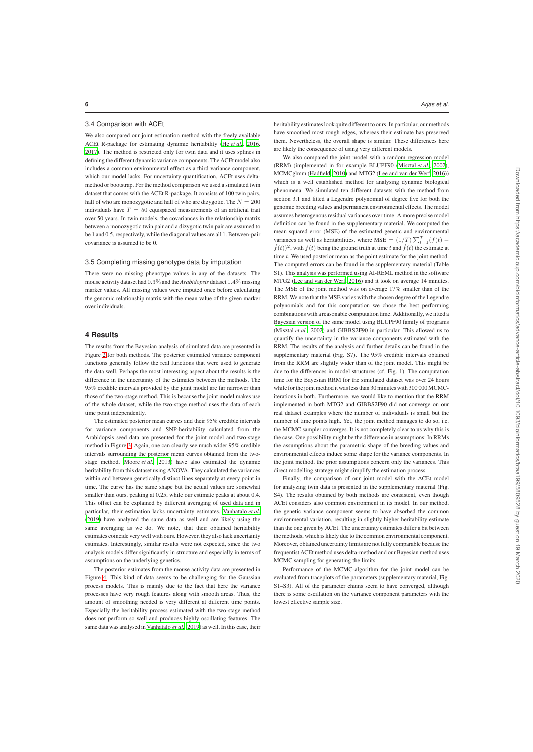### 3.4 Comparison with ACEt

We also compared our joint estimation method with the freely available ACEt R-package for estimating dynamic heritability (He *et al.*, 2016, 2017). The method is restricted only for twin data and it uses splines in defining the different dynamic variance components. The ACEt model also includes a common environmental effect as a third variance component, which our model lacks. For uncertainty quantification, ACEt uses delta-method or bootstrap. For the method comparison we used a simulated twin dataset that comes with the ACEt R-package. It consists of 100 twin pairs, half of who are monozygotic and half of who are dizygotic. The $N = 200$ individuals have $T = 50$ equispaced measurements of an artificial trait over 50 years. In twin models, the covariances in the relationship matrix between a monozygotic twin pair and a dizygotic twin pair are assumed to be 1 and 0.5, respectively, while the diagonal values are all 1. Between-pair covariance is assumed to be 0.

### 3.5 Completing missing genotype data by imputation

There were no missing phenotype values in any of the datasets. The mouse activity dataset had 0.3% and the *Arabidopsis* dataset 1.4% missing marker values. All missing values were imputed once before calculating the genomic relationship matrix with the mean value of the given marker over individuals.

## 4 Results

The results from the Bayesian analysis of simulated data are presented in Figure 2 for both methods. The posterior estimated variance component functions generally follow the real functions that were used to generate the data well. Perhaps the most interesting aspect about the results is the difference in the uncertainty of the estimates between the methods. The 95% credible intervals provided by the joint model are far narrower than those of the two-stage method. This is because the joint model makes use of the whole dataset, while the two-stage method uses the data of each time point independently.

The estimated posterior mean curves and their 95% credible intervals for variance components and SNP-heritability calculated from the Arabidopsis seed data are presented for the joint model and two-stage method in Figure 3. Again, one can clearly see much wider 95% credible intervals surrounding the posterior mean curves obtained from the two-stage method. Moore *et al.* (2013) have also estimated the dynamic heritability from this dataset using ANOVA. They calculated the variances within and between genetically distinct lines separately at every point in time. The curve has the same shape but the actual values are somewhat smaller than ours, peaking at 0.25, while our estimate peaks at about 0.4. This offset can be explained by different averaging of used data and in particular, their estimation lacks uncertainty estimates. Vanhatalo *et al.* (2019) have analyzed the same data as well and are likely using the same averaging as we do. We note, that their obtained heritability estimates coincide very well with ours. However, they also lack uncertainty estimates. Interestingly, similar results were not expected, since the two analysis models differ significantly in structure and especially in terms of assumptions on the underlying genetics.

The posterior estimates from the mouse activity data are presented in Figure 4. This kind of data seems to be challenging for the Gaussian process models. This is mainly due to the fact that here the variance processes have very rough features along with smooth areas. Thus, the amount of smoothing needed is very different at different time points. Especially the heritability process estimated with the two-stage method does not perform so well and produces highly oscillating features. The same data was analysed in Vanhatalo *et al.* (2019) as well. In this case, their heritability estimates look quite different to ours. In particular, our methods have smoothed most rough edges, whereas their estimate has preserved them. Nevertheless, the overall shape is similar. These differences here are likely the consequence of using very different models.

We also compared the joint model with a random regression model (RRM) (implemented in for example BLUPF90 (Misztal *et al.*, 2002), MCMCglmm (Hadfield, 2010) and MTG2 (Lee and van der Werf, 2016)) which is a well established method for analysing dynamic biological phenomena. We simulated ten different datasets with the method from section 3.1 and fitted a Legendre polynomial of degree five for both the genomic breeding values and permanent environmental effects. The model assumes heterogenous residual variances over time. A more precise model definition can be found in the supplementary material. We computed the mean squared error (MSE) of the estimated genetic and environmental variances as well as heritabilities, where $\text{MSE} = (1/T)\sum_{t=1}^{T}(f(t) - \hat{f}(t))^2$, with $f(t)$ being the ground truth at time $t$ and $\hat{f}(t)$ the estimate at time $t$. We used posterior mean as the point estimate for the joint method. The computed errors can be found in the supplementary material (Table S1). This analysis was performed using AI-REML method in the software MTG2 (Lee and van der Werf, 2016) and it took on average 14 minutes. The MSE of the joint method was on average 17% smaller than of the RRM. We note that the MSE varies with the chosen degree of the Legendre polynomials and for this computation we chose the best performing combinations with a reasonable computation time. Additionally, we fitted a Bayesian version of the same model using BLUPF90 family of programs (Misztal *et al.*, 2002) and GIBBS2F90 in particular. This allowed us to quantify the uncertainty in the variance components estimated with the RRM. The results of the analysis and further details can be found in the supplementary material (Fig. S7). The 95% credible intervals obtained from the RRM are slightly wider than of the joint model. This might be due to the differences in model structures (cf. Fig. 1). The computation time for the Bayesian RRM for the simulated dataset was over 24 hours while for the joint method it was less than 30 minutes with 300 000 MCMC-iterations in both. Furthermore, we would like to mention that the RRM implemented in both MTG2 and GIBBS2F90 did not converge on our real dataset examples where the number of individuals is small but the number of time points high. Yet, the joint method manages to do so, i.e. the MCMC sampler converges. It is not completely clear to us why this is the case. One possibility might be the difference in assumptions: In RRMs the assumptions about the parametric shape of the breeding values and environmental effects induce some shape for the variance components. In the joint method, the prior assumptions concern only the variances. This direct modelling strategy might simplify the estimation process.

Finally, the comparison of our joint model with the ACEt model for analyzing twin data is presented in the supplementary material (Fig. S4). The results obtained by both methods are consistent, even though ACEt considers also common environment in its model. In our method, the genetic variance component seems to have absorbed the common environmental variation, resulting in slightly higher heritability estimate than the one given by ACEt. The uncertainty estimates differ a bit between the methods, which is likely due to the common environmental component. Moreover, obtained uncertainty limits are not fully comparable because the frequentist ACEt method uses delta-method and our Bayesian method uses MCMC sampling for generating the limits.

Performance of the MCMC-algorithm for the joint model can be evaluated from traceplots of the parameters (supplementary material, Fig. S1–S3). All of the parameter chains seem to have converged, although there is some oscillation on the variance component parameters with the lowest effective sample size.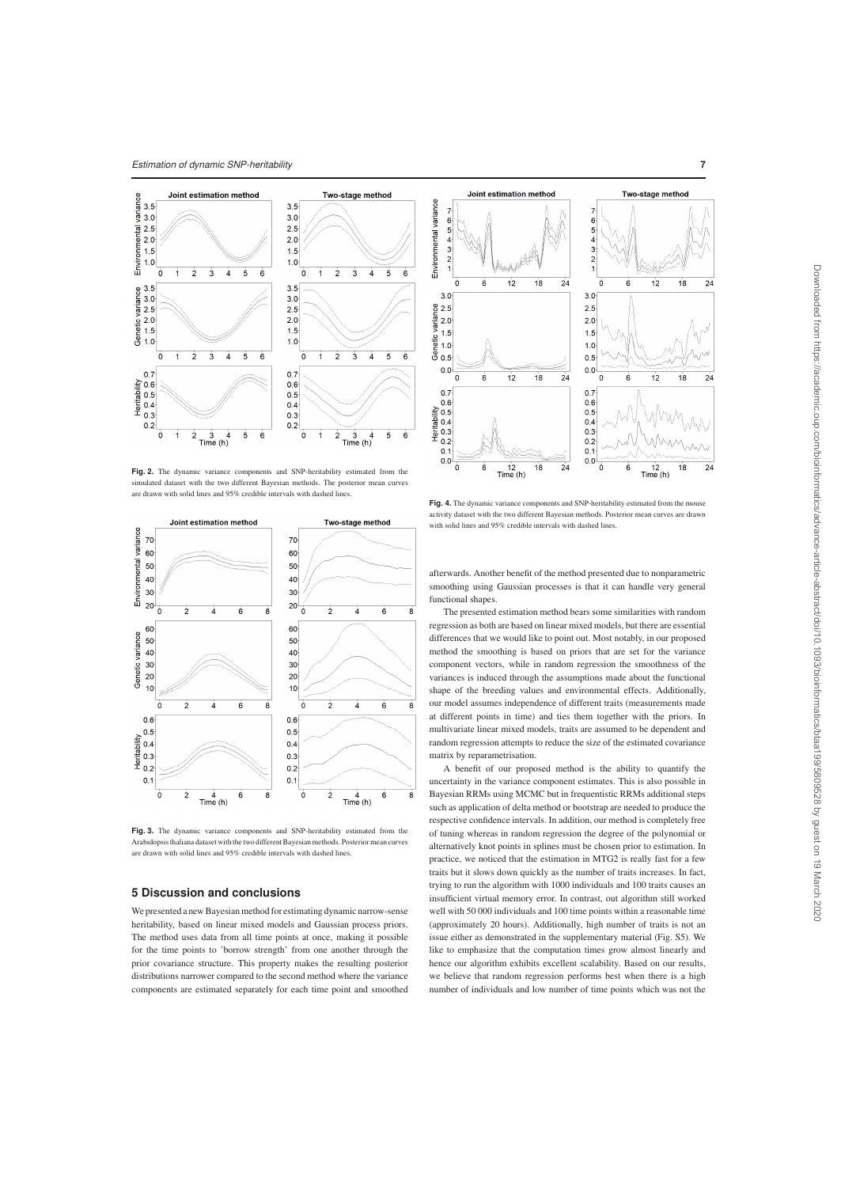Fig. 2. The dynamic variance components and SNP-heritability estimated from the simulated dataset with the two different Bayesian methods. The posterior mean curves are drawn with solid lines and 95% credible intervals with dashed lines.

Fig. 3. The dynamic variance components and SNP-heritability estimated from the Arabidopsis thaliana dataset with the two different Bayesian methods. Posterior mean curves are drawn with solid lines and 95% credible intervals with dashed lines.

Fig. 4. The dynamic variance components and SNP-heritability estimated from the mouse activity dataset with the two different Bayesian methods. Posterior mean curves are drawn with solid lines and 95% credible intervals with dashed lines.

## 5 Discussion and conclusions

We presented a new Bayesian method for estimating dynamic narrow-sense heritability, based on linear mixed models and Gaussian process priors. The method uses data from all time points at once, making it possible for the time points to 'borrow strength' from one another through the prior covariance structure. This property makes the resulting posterior distributions narrower compared to the second method where the variance components are estimated separately for each time point and smoothed afterwards. Another benefit of the method presented due to nonparametric smoothing using Gaussian processes is that it can handle very general functional shapes.

The presented estimation method bears some similarities with random regression as both are based on linear mixed models, but there are essential differences that we would like to point out. Most notably, in our proposed method the smoothing is based on priors that are set for the variance component vectors, while in random regression the smoothness of the variances is induced through the assumptions made about the functional shape of the breeding values and environmental effects. Additionally, our model assumes independence of different traits (measurements made at different points in time) and ties them together with the priors. In multivariate linear mixed models, traits are assumed to be dependent and random regression attempts to reduce the size of the estimated covariance matrix by reparametrisation.

A benefit of our proposed method is the ability to quantify the uncertainty in the variance component estimates. This is also possible in Bayesian RRMs using MCMC but in frequentistic RRMs additional steps such as application of delta method or bootstrap are needed to produce the respective confidence intervals. In addition, our method is completely free of tuning whereas in random regression the degree of the polynomial or alternatively knot points in splines must be chosen prior to estimation. In practice, we noticed that the estimation in MTG2 is really fast for a few traits but it slows down quickly as the number of traits increases. In fact, trying to run the algorithm with 1000 individuals and 100 traits causes an insufficient virtual memory error. In contrast, out algorithm still worked well with 50 000 individuals and 100 time points within a reasonable time (approximately 20 hours). Additionally, high number of traits is not an issue either as demonstrated in the supplementary material (Fig. S5). We like to emphasize that the computation times grow almost linearly and hence our algorithm exhibits excellent scalability. Based on our results, we believe that random regression performs best when there is a high number of individuals and low number of time points which was not the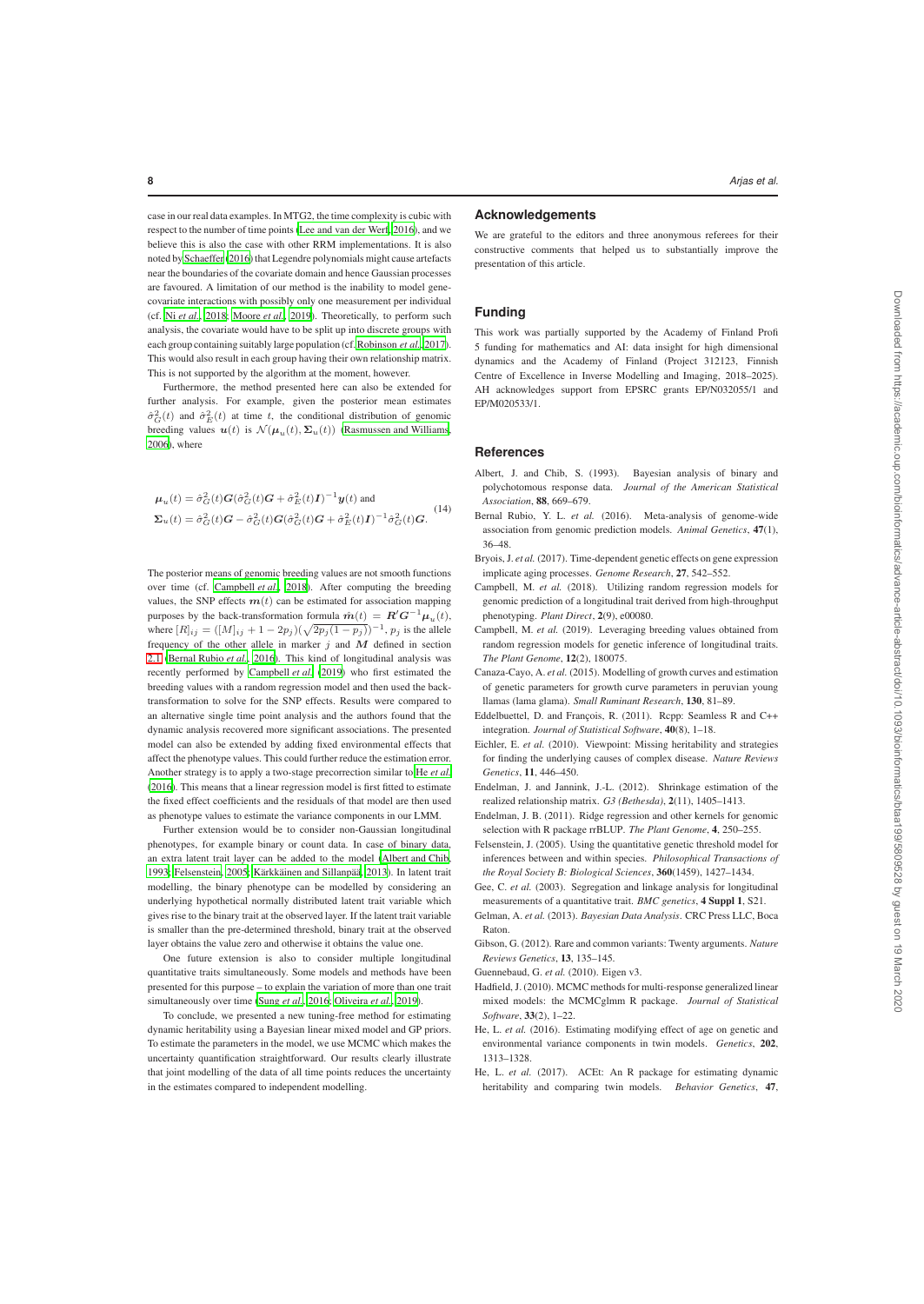case in our real data examples. In MTG2, the time complexity is cubic with respect to the number of time points (Lee and van der Werf, 2016), and we believe this is also the case with other RRM implementations. It is also noted by Schaeffer (2016) that Legendre polynomials might cause artefacts near the boundaries of the covariate domain and hence Gaussian processes are favoured. A limitation of our method is the inability to model gene-covariate interactions with possibly only one measurement per individual (cf. Ni *et al.*, 2018; Moore *et al.*, 2019). Theoretically, to perform such analysis, the covariate would have to be split up into discrete groups with each group containing suitably large population (cf. Robinson *et al.*, 2017). This would also result in each group having their own relationship matrix. This is not supported by the algorithm at the moment, however.

Furthermore, the method presented here can also be extended for further analysis. For example, given the posterior mean estimates $\hat{\sigma}_G^2(t)$ and $\hat{\sigma}_E^2(t)$ at time $t$, the conditional distribution of genomic breeding values $\boldsymbol{u}(t)$ is $\mathcal{N}(\boldsymbol{\mu}_u(t), \boldsymbol{\Sigma}_u(t))$ (Rasmussen and Williams, 2006), where

$$
\begin{aligned}
\boldsymbol{\mu}_u(t) &= \hat{\sigma}_G^2(t)\boldsymbol{G}(\hat{\sigma}_G^2(t)\boldsymbol{G} + \hat{\sigma}_E^2(t)\boldsymbol{I})^{-1}\boldsymbol{y}(t) \text{ and} \\
\boldsymbol{\Sigma}_u(t) &= \hat{\sigma}_G^2(t)\boldsymbol{G} - \hat{\sigma}_G^2(t)\boldsymbol{G}(\hat{\sigma}_G^2(t)\boldsymbol{G} + \hat{\sigma}_E^2(t)\boldsymbol{I})^{-1}\hat{\sigma}_G^2(t)\boldsymbol{G}.
\end{aligned} \tag{14}
$$

The posterior means of genomic breeding values are not smooth functions over time (cf. Campbell *et al.*, 2018). After computing the breeding values, the SNP effects $\boldsymbol{m}(t)$ can be estimated for association mapping purposes by the back-transformation formula $\hat{\boldsymbol{m}}(t) = \boldsymbol{R}'\boldsymbol{G}^{-1}\boldsymbol{\mu}_u(t)$, where $[R]_{ij} = ([M]_{ij} + 1 - 2p_j)(\sqrt{2p_j(1-p_j)})^{-1}$, $p_j$ is the allele frequency of the other allele in marker $j$ and $\boldsymbol{M}$ defined in section 2.1 (Bernal Rubio *et al.*, 2016). This kind of longitudinal analysis was recently performed by Campbell *et al.* (2019) who first estimated the breeding values with a random regression model and then used the back-transformation to solve for the SNP effects. Results were compared to an alternative single time point analysis and the authors found that the dynamic analysis recovered more significant associations. The presented model can also be extended by adding fixed environmental effects that affect the phenotype values. This could further reduce the estimation error. Another strategy is to apply a two-stage precorrection similar to He *et al.* (2016). This means that a linear regression model is first fitted to estimate the fixed effect coefficients and the residuals of that model are then used as phenotype values to estimate the variance components in our LMM.

Further extension would be to consider non-Gaussian longitudinal phenotypes, for example binary or count data. In case of binary data, an extra latent trait layer can be added to the model (Albert and Chib, 1993; Felsenstein, 2005; Kärkkäinen and Sillanpää, 2013). In latent trait modelling, the binary phenotype can be modelled by considering an underlying hypothetical normally distributed latent trait variable which gives rise to the binary trait at the observed layer. If the latent trait variable is smaller than the pre-determined threshold, binary trait at the observed layer obtains the value zero and otherwise it obtains the value one.

One future extension is also to consider multiple longitudinal quantitative traits simultaneously. Some models and methods have been presented for this purpose – to explain the variation of more than one trait simultaneously over time (Sung *et al.*, 2016; Oliveira *et al.*, 2019).

To conclude, we presented a new tuning-free method for estimating dynamic heritability using a Bayesian linear mixed model and GP priors. To estimate the parameters in the model, we use MCMC which makes the uncertainty quantification straightforward. Our results clearly illustrate that joint modelling of the data of all time points reduces the uncertainty in the estimates compared to independent modelling.

## Acknowledgements

We are grateful to the editors and three anonymous referees for their constructive comments that helped us to substantially improve the presentation of this article.

## Funding

This work was partially supported by the Academy of Finland Profi 5 funding for mathematics and AI: data insight for high dimensional dynamics and the Academy of Finland (Project 312123, Finnish Centre of Excellence in Inverse Modelling and Imaging, 2018–2025). AH acknowledges support from EPSRC grants EP/N032055/1 and EP/M020533/1.

## References

Albert, J. and Chib, S. (1993). Bayesian analysis of binary and polychotomous response data. *Journal of the American Statistical Association*, **88**, 669–679.

Bernal Rubio, Y. L. *et al.* (2016). Meta-analysis of genome-wide association from genomic prediction models. *Animal Genetics*, **47**(1), 36–48.

Bryois, J. *et al.* (2017). Time-dependent genetic effects on gene expression implicate aging processes. *Genome Research*, **27**, 542–552.

Campbell, M. *et al.* (2018). Utilizing random regression models for genomic prediction of a longitudinal trait derived from high-throughput phenotyping. *Plant Direct*, **2**(9), e00080.

Campbell, M. *et al.* (2019). Leveraging breeding values obtained from random regression models for genetic inference of longitudinal traits. *The Plant Genome*, **12**(2), 180075.

Canaza-Cayo, A. *et al.* (2015). Modelling of growth curves and estimation of genetic parameters for growth curve parameters in peruvian young llamas (lama glama). *Small Ruminant Research*, **130**, 81–89.

Eddelbuettel, D. and François, R. (2011). Rcpp: Seamless R and C++ integration. *Journal of Statistical Software*, **40**(8), 1–18.

Eichler, E. *et al.* (2010). Viewpoint: Missing heritability and strategies for finding the underlying causes of complex disease. *Nature Reviews Genetics*, **11**, 446–450.

Endelman, J. and Jannink, J.-L. (2012). Shrinkage estimation of the realized relationship matrix. *G3 (Bethesda)*, **2**(11), 1405–1413.

Endelman, J. B. (2011). Ridge regression and other kernels for genomic selection with R package rrBLUP. *The Plant Genome*, **4**, 250–255.

Felsenstein, J. (2005). Using the quantitative genetic threshold model for inferences between and within species. *Philosophical Transactions of the Royal Society B: Biological Sciences*, **360**(1459), 1427–1434.

Gee, C. *et al.* (2003). Segregation and linkage analysis for longitudinal measurements of a quantitative trait. *BMC genetics*, **4 Suppl 1**, S21.

Gelman, A. *et al.* (2013). *Bayesian Data Analysis*. CRC Press LLC, Boca Raton.

Gibson, G. (2012). Rare and common variants: Twenty arguments. *Nature Reviews Genetics*, **13**, 135–145.

Guennebaud, G. *et al.* (2010). Eigen v3.

Hadfield, J. (2010). MCMC methods for multi-response generalized linear mixed models: the MCMCglmm R package. *Journal of Statistical Software*, **33**(2), 1–22.

He, L. *et al.* (2016). Estimating modifying effect of age on genetic and environmental variance components in twin models. *Genetics*, **202**, 1313–1328.

He, L. *et al.* (2017). ACEt: An R package for estimating dynamic heritability and comparing twin models. *Behavior Genetics*, **47**,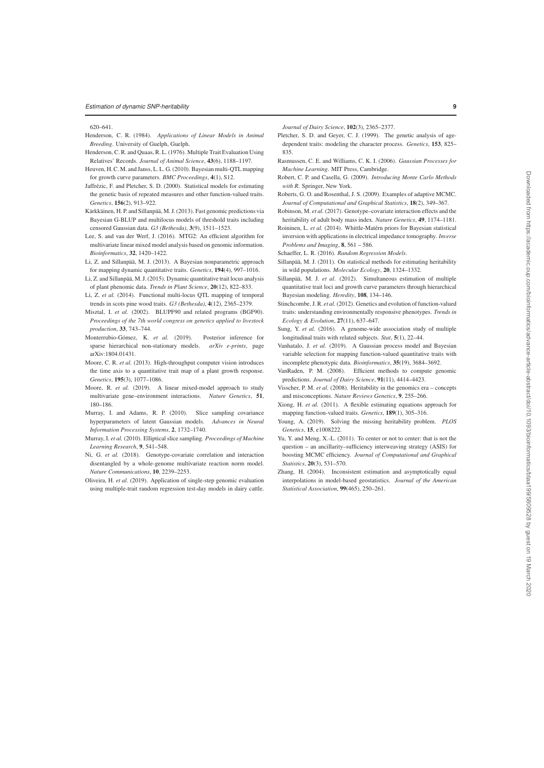620–641.

Henderson, C. R. (1984). *Applications of Linear Models in Animal Breeding*. University of Guelph, Guelph.

Henderson, C. R. and Quaas, R. L. (1976). Multiple Trait Evaluation Using Relatives' Records. *Journal of Animal Science*, **43**(6), 1188–1197.

Heuven, H. C. M. and Janss, L. L. G. (2010). Bayesian multi-QTL mapping for growth curve parameters. *BMC Proceedings*, **4**(1), S12.

Jaffrézic, F. and Pletcher, S. D. (2000). Statistical models for estimating the genetic basis of repeated measures and other function-valued traits. *Genetics*, **156**(2), 913–922.

Kärkkäinen, H. P. and Sillanpää, M. J. (2013). Fast genomic predictions via Bayesian G-BLUP and multilocus models of threshold traits including censored Gaussian data. *G3 (Bethesda)*, **3**(9), 1511–1523.

Lee, S. and van der Werf, J. (2016). MTG2: An efficient algorithm for multivariate linear mixed model analysis based on genomic information. *Bioinformatics*, **32**, 1420–1422.

Li, Z. and Sillanpää, M. J. (2013). A Bayesian nonparametric approach for mapping dynamic quantitative traits. *Genetics*, **194**(4), 997–1016.

Li, Z. and Sillanpää, M. J. (2015). Dynamic quantitative trait locus analysis of plant phenomic data. *Trends in Plant Science*, **20**(12), 822–833.

Li, Z. *et al.* (2014). Functional multi-locus QTL mapping of temporal trends in scots pine wood traits. *G3 (Bethesda)*, **4**(12), 2365–2379.

Misztal, I. *et al.* (2002). BLUPF90 and related programs (BGF90). *Proceedings of the 7th world congress on genetics applied to livestock production*, **33**, 743–744.

Monterrubio-Gómez, K. *et al.* (2019). Posterior inference for sparse hierarchical non-stationary models. *arXiv e-prints*, page arXiv:1804.01431.

Moore, C. R. *et al.* (2013). High-throughput computer vision introduces the time axis to a quantitative trait map of a plant growth response. *Genetics*, **195**(3), 1077–1086.

Moore, R. *et al.* (2019). A linear mixed-model approach to study multivariate gene–environment interactions. *Nature Genetics*, **51**, 180–186.

Murray, I. and Adams, R. P. (2010). Slice sampling covariance hyperparameters of latent Gaussian models. *Advances in Neural Information Processing Systems*, **2**, 1732–1740.

Murray, I. *et al.* (2010). Elliptical slice sampling. *Proceedings of Machine Learning Research*, **9**, 541–548.

Ni, G. *et al.* (2018). Genotype-covariate correlation and interaction disentangled by a whole-genome multivariate reaction norm model. *Nature Communications*, **10**, 2239–2253.

Oliveira, H. *et al.* (2019). Application of single-step genomic evaluation using multiple-trait random regression test-day models in dairy cattle. *Journal of Dairy Science*, **102**(3), 2365–2377.

Pletcher, S. D. and Geyer, C. J. (1999). The genetic analysis of age-dependent traits: modeling the character process. *Genetics*, **153**, 825–835.

Rasmussen, C. E. and Williams, C. K. I. (2006). *Gaussian Processes for Machine Learning*. MIT Press, Cambridge.

Robert, C. P. and Casella, G. (2009). *Introducing Monte Carlo Methods with R*. Springer, New York.

Roberts, G. O. and Rosenthal, J. S. (2009). Examples of adaptive MCMC. *Journal of Computational and Graphical Statistics*, **18**(2), 349–367.

Robinson, M. *et al.* (2017). Genotype–covariate interaction effects and the heritability of adult body mass index. *Nature Genetics*, **49**, 1174–1181.

Roininen, L. *et al.* (2014). Whittle-Matérn priors for Bayesian statistical inversion with applications in electrical impedance tomography. *Inverse Problems and Imaging*, **8**, 561 – 586.

Schaeffer, L. R. (2016). *Random Regression Models*.

Sillanpää, M. J. (2011). On statistical methods for estimating heritability in wild populations. *Molecular Ecology*, **20**, 1324–1332.

Sillanpää, M. J. *et al.* (2012). Simultaneous estimation of multiple quantitative trait loci and growth curve parameters through hierarchical Bayesian modeling. *Heredity*, **108**, 134–146.

Stinchcombe, J. R. *et al.* (2012). Genetics and evolution of function-valued traits: understanding environmentally responsive phenotypes. *Trends in Ecology & Evolution*, **27**(11), 637–647.

Sung, Y. *et al.* (2016). A genome-wide association study of multiple longitudinal traits with related subjects. *Stat*, **5**(1), 22–44.

Vanhatalo, J. *et al.* (2019). A Gaussian process model and Bayesian variable selection for mapping function-valued quantitative traits with incomplete phenotypic data. *Bioinformatics*, **35**(19), 3684–3692.

VanRaden, P. M. (2008). Efficient methods to compute genomic predictions. *Journal of Dairy Science*, **91**(11), 4414–4423.

Visscher, P. M. *et al.* (2008). Heritability in the genomics era – concepts and misconceptions. *Nature Reviews Genetics*, **9**, 255–266.

Xiong, H. *et al.* (2011). A flexible estimating equations approach for mapping function-valued traits. *Genetics*, **189**(1), 305–316.

Young, A. (2019). Solving the missing heritability problem. *PLOS Genetics*, **15**, e1008222.

Yu, Y. and Meng, X.-L. (2011). To center or not to center: that is not the question – an ancillarity–sufficiency interweaving strategy (ASIS) for boosting MCMC efficiency. *Journal of Computational and Graphical Statistics*, **20**(3), 531–570.

Zhang, H. (2004). Inconsistent estimation and asymptotically equal interpolations in model-based geostatistics. *Journal of the American Statistical Association*, **99**(465), 250–261.